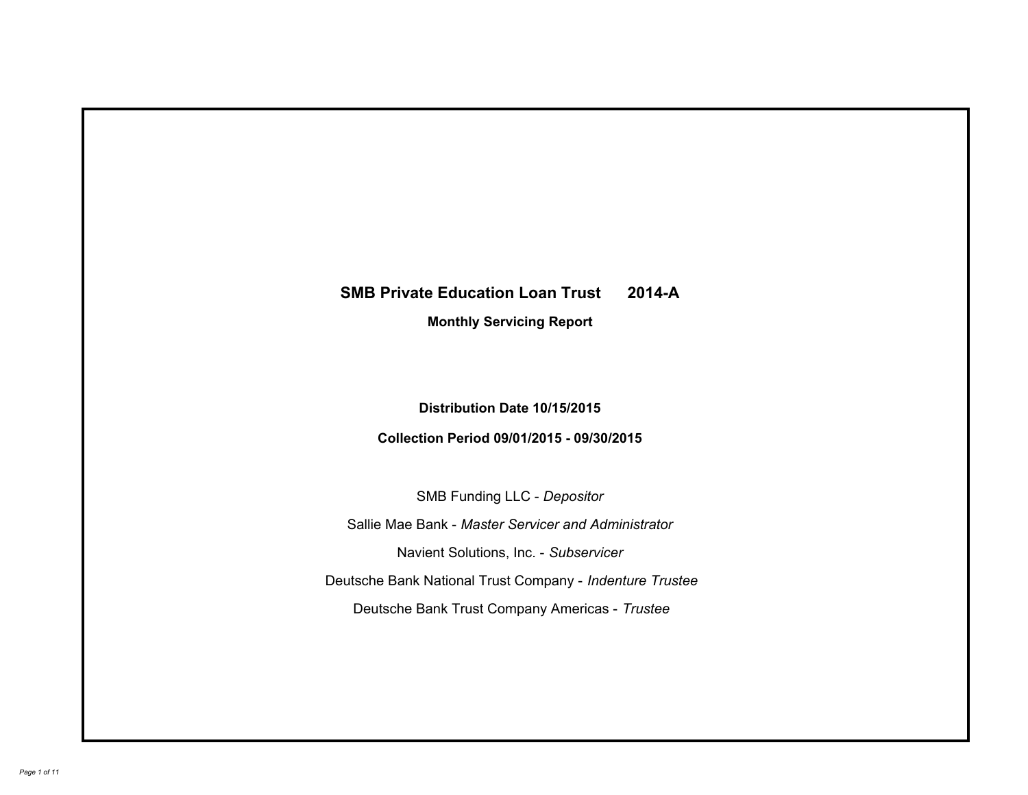# SMB Private Education Loan Trust 2014-A

## Monthly Servicing Report

**Distribution Date 10/15/2015**

**Collection Period 09/01/2015 - 09/30/2015**

SMB Funding LLC - *Depositor*

Sallie Mae Bank - *Master Servicer and Administrator*

Navient Solutions, Inc. - *Subservicer*

Deutsche Bank National Trust Company - *Indenture Trustee*

Deutsche Bank Trust Company Americas - *Trustee*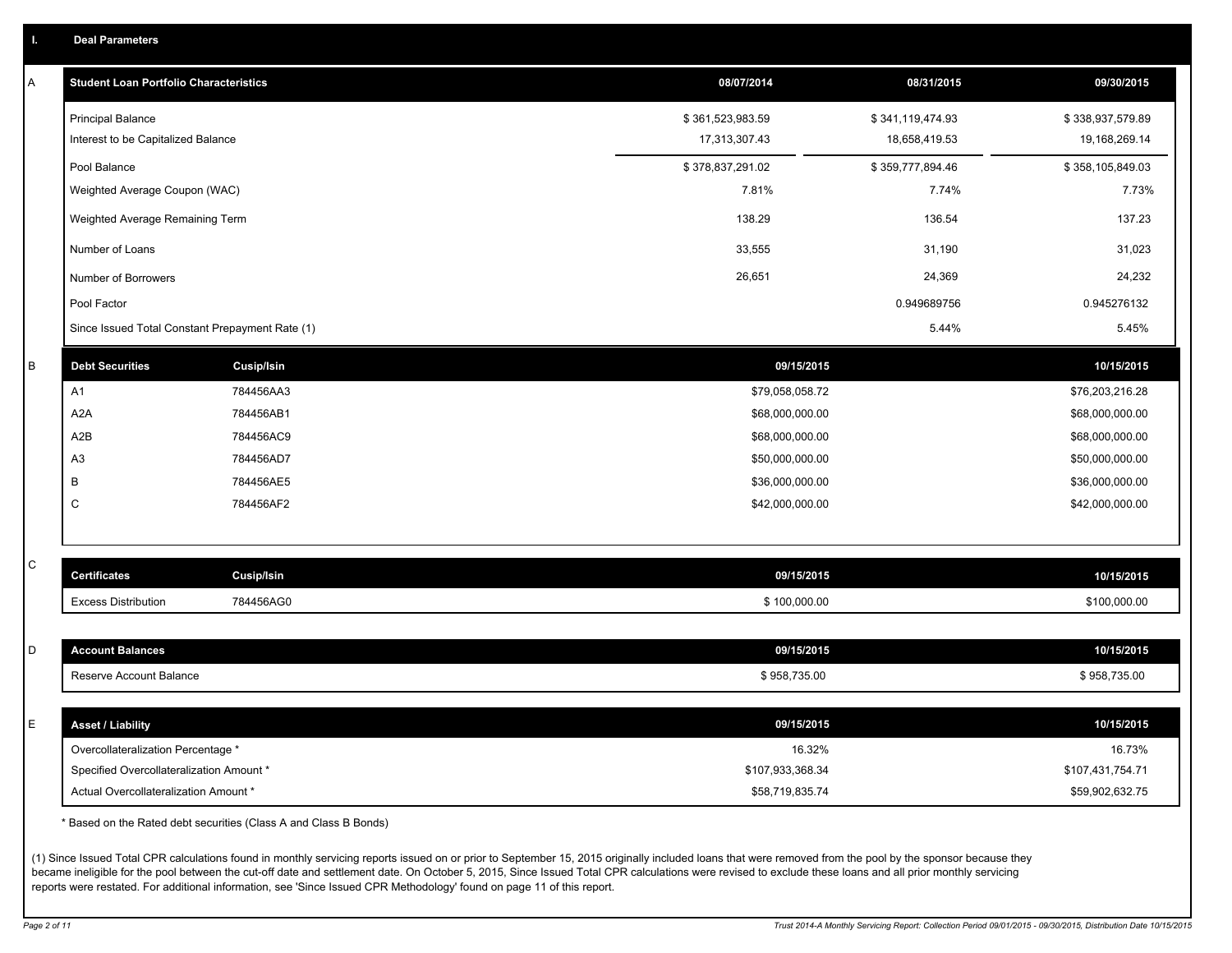## I. Deal Parameters

### A

| Student Loan Portfolio Characteristics | 08/07/2014 | 08/31/2015 | 09/30/2015 |
|---|---|---|---|
| Principal Balance | $ 361,523,983.59 | $ 341,119,474.93 | $ 338,937,579.89 |
| Interest to be Capitalized Balance | 17,313,307.43 | 18,658,419.53 | 19,168,269.14 |
| Pool Balance | $ 378,837,291.02 | $ 359,777,894.46 | $ 358,105,849.03 |
| Weighted Average Coupon (WAC) | 7.81% | 7.74% | 7.73% |
| Weighted Average Remaining Term | 138.29 | 136.54 | 137.23 |
| Number of Loans | 33,555 | 31,190 | 31,023 |
| Number of Borrowers | 26,651 | 24,369 | 24,232 |
| Pool Factor | | 0.949689756 | 0.945276132 |
| Since Issued Total Constant Prepayment Rate (1) | | 5.44% | 5.45% |

### B

| Debt Securities | Cusip/Isin | 09/15/2015 | 10/15/2015 |
|---|---|---|---|
| A1 | 784456AA3 | $79,058,058.72 | $76,203,216.28 |
| A2A | 784456AB1 | $68,000,000.00 | $68,000,000.00 |
| A2B | 784456AC9 | $68,000,000.00 | $68,000,000.00 |
| A3 | 784456AD7 | $50,000,000.00 | $50,000,000.00 |
| B | 784456AE5 | $36,000,000.00 | $36,000,000.00 |
| C | 784456AF2 | $42,000,000.00 | $42,000,000.00 |

### C

| Certificates | Cusip/Isin | 09/15/2015 | 10/15/2015 |
|---|---|---|---|
| Excess Distribution | 784456AG0 | $ 100,000.00 | $100,000.00 |

### D

| Account Balances | 09/15/2015 | 10/15/2015 |
|---|---|---|
| Reserve Account Balance | $ 958,735.00 | $ 958,735.00 |

### E

| Asset / Liability | 09/15/2015 | 10/15/2015 |
|---|---|---|
| Overcollateralization Percentage * | 16.32% | 16.73% |
| Specified Overcollateralization Amount * | $107,933,368.34 | $107,431,754.71 |
| Actual Overcollateralization Amount * | $58,719,835.74 | $59,902,632.75 |

* Based on the Rated debt securities (Class A and Class B Bonds)

(1) Since Issued Total CPR calculations found in monthly servicing reports issued on or prior to September 15, 2015 originally included loans that were removed from the pool by the sponsor because they became ineligible for the pool between the cut-off date and settlement date. On October 5, 2015, Since Issued Total CPR calculations were revised to exclude these loans and all prior monthly servicing reports were restated. For additional information, see 'Since Issued CPR Methodology' found on page 11 of this report.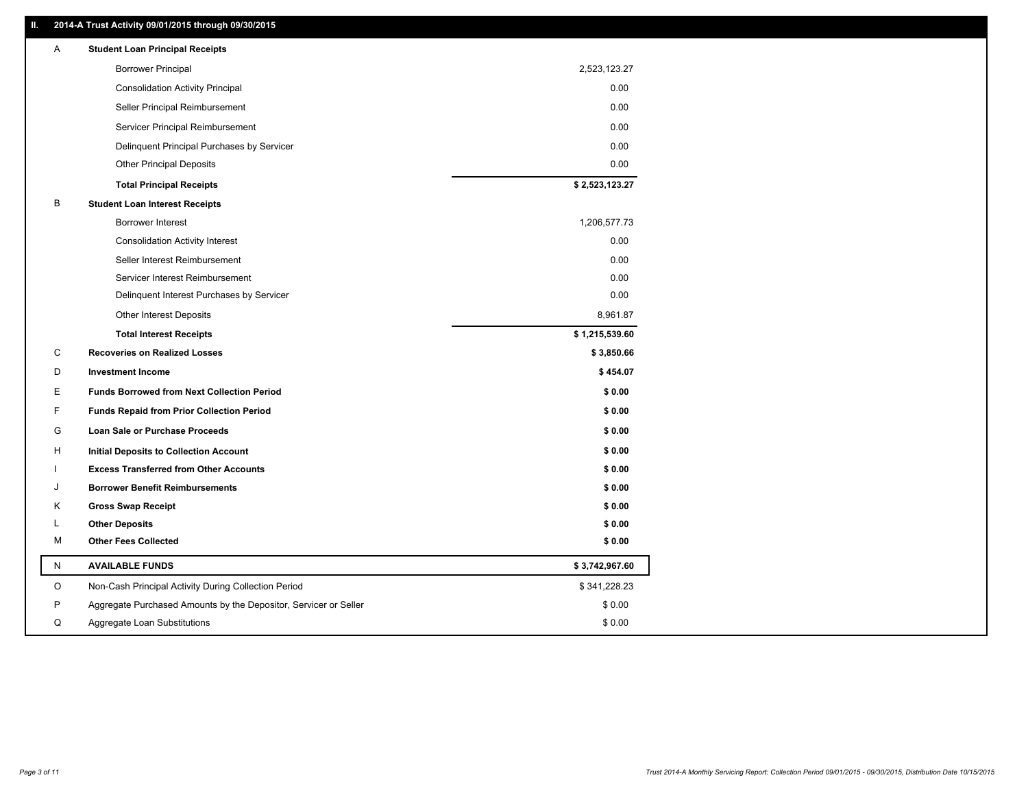## II. 2014-A Trust Activity 09/01/2015 through 09/30/2015

| | | |
|---|---|---|
| A | **Student Loan Principal Receipts** | |
| | Borrower Principal | 2,523,123.27 |
| | Consolidation Activity Principal | 0.00 |
| | Seller Principal Reimbursement | 0.00 |
| | Servicer Principal Reimbursement | 0.00 |
| | Delinquent Principal Purchases by Servicer | 0.00 |
| | Other Principal Deposits | 0.00 |
| | **Total Principal Receipts** | **$ 2,523,123.27** |
| B | **Student Loan Interest Receipts** | |
| | Borrower Interest | 1,206,577.73 |
| | Consolidation Activity Interest | 0.00 |
| | Seller Interest Reimbursement | 0.00 |
| | Servicer Interest Reimbursement | 0.00 |
| | Delinquent Interest Purchases by Servicer | 0.00 |
| | Other Interest Deposits | 8,961.87 |
| | **Total Interest Receipts** | **$ 1,215,539.60** |
| C | **Recoveries on Realized Losses** | **$ 3,850.66** |
| D | **Investment Income** | **$ 454.07** |
| E | **Funds Borrowed from Next Collection Period** | **$ 0.00** |
| F | **Funds Repaid from Prior Collection Period** | **$ 0.00** |
| G | **Loan Sale or Purchase Proceeds** | **$ 0.00** |
| H | **Initial Deposits to Collection Account** | **$ 0.00** |
| I | **Excess Transferred from Other Accounts** | **$ 0.00** |
| J | **Borrower Benefit Reimbursements** | **$ 0.00** |
| K | **Gross Swap Receipt** | **$ 0.00** |
| L | **Other Deposits** | **$ 0.00** |
| M | **Other Fees Collected** | **$ 0.00** |
| N | **AVAILABLE FUNDS** | **$ 3,742,967.60** |
| O | Non-Cash Principal Activity During Collection Period | $ 341,228.23 |
| P | Aggregate Purchased Amounts by the Depositor, Servicer or Seller | $ 0.00 |
| Q | Aggregate Loan Substitutions | $ 0.00 |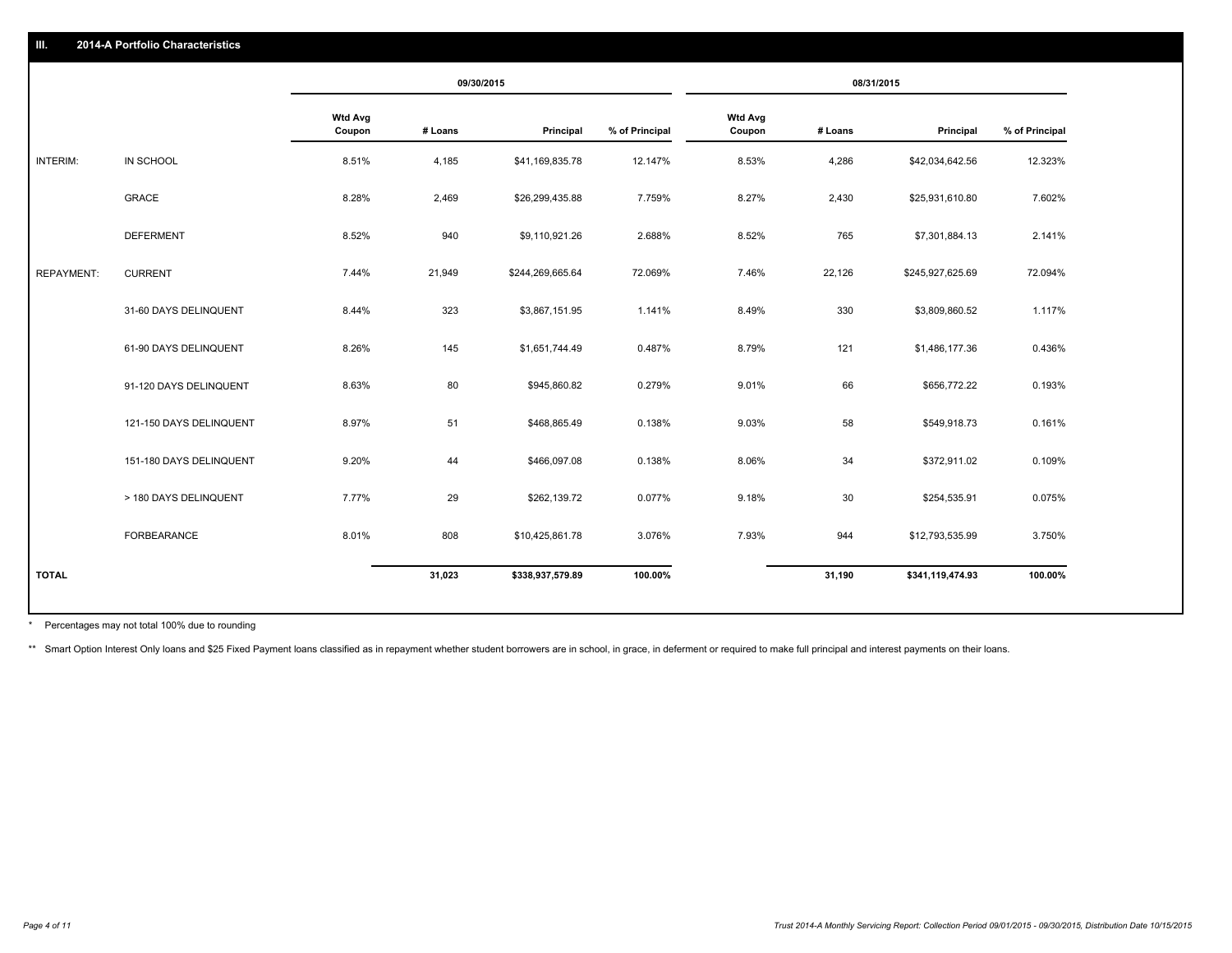## III. 2014-A Portfolio Characteristics

| | | 09/30/2015 | | | | 08/31/2015 | | | |
|---|---|---|---|---|---|---|---|---|---|
| | | Wtd Avg Coupon | # Loans | Principal | % of Principal | Wtd Avg Coupon | # Loans | Principal | % of Principal |
| INTERIM: | IN SCHOOL | 8.51% | 4,185 | $41,169,835.78 | 12.147% | 8.53% | 4,286 | $42,034,642.56 | 12.323% |
| | GRACE | 8.28% | 2,469 | $26,299,435.88 | 7.759% | 8.27% | 2,430 | $25,931,610.80 | 7.602% |
| | DEFERMENT | 8.52% | 940 | $9,110,921.26 | 2.688% | 8.52% | 765 | $7,301,884.13 | 2.141% |
| REPAYMENT: | CURRENT | 7.44% | 21,949 | $244,269,665.64 | 72.069% | 7.46% | 22,126 | $245,927,625.69 | 72.094% |
| | 31-60 DAYS DELINQUENT | 8.44% | 323 | $3,867,151.95 | 1.141% | 8.49% | 330 | $3,809,860.52 | 1.117% |
| | 61-90 DAYS DELINQUENT | 8.26% | 145 | $1,651,744.49 | 0.487% | 8.79% | 121 | $1,486,177.36 | 0.436% |
| | 91-120 DAYS DELINQUENT | 8.63% | 80 | $945,860.82 | 0.279% | 9.01% | 66 | $656,772.22 | 0.193% |
| | 121-150 DAYS DELINQUENT | 8.97% | 51 | $468,865.49 | 0.138% | 9.03% | 58 | $549,918.73 | 0.161% |
| | 151-180 DAYS DELINQUENT | 9.20% | 44 | $466,097.08 | 0.138% | 8.06% | 34 | $372,911.02 | 0.109% |
| | > 180 DAYS DELINQUENT | 7.77% | 29 | $262,139.72 | 0.077% | 9.18% | 30 | $254,535.91 | 0.075% |
| | FORBEARANCE | 8.01% | 808 | $10,425,861.78 | 3.076% | 7.93% | 944 | $12,793,535.99 | 3.750% |
| **TOTAL** | | | **31,023** | **$338,937,579.89** | **100.00%** | | **31,190** | **$341,119,474.93** | **100.00%** |

\* Percentages may not total 100% due to rounding

\*\* Smart Option Interest Only loans and $25 Fixed Payment loans classified as in repayment whether student borrowers are in school, in grace, in deferment or required to make full principal and interest payments on their loans.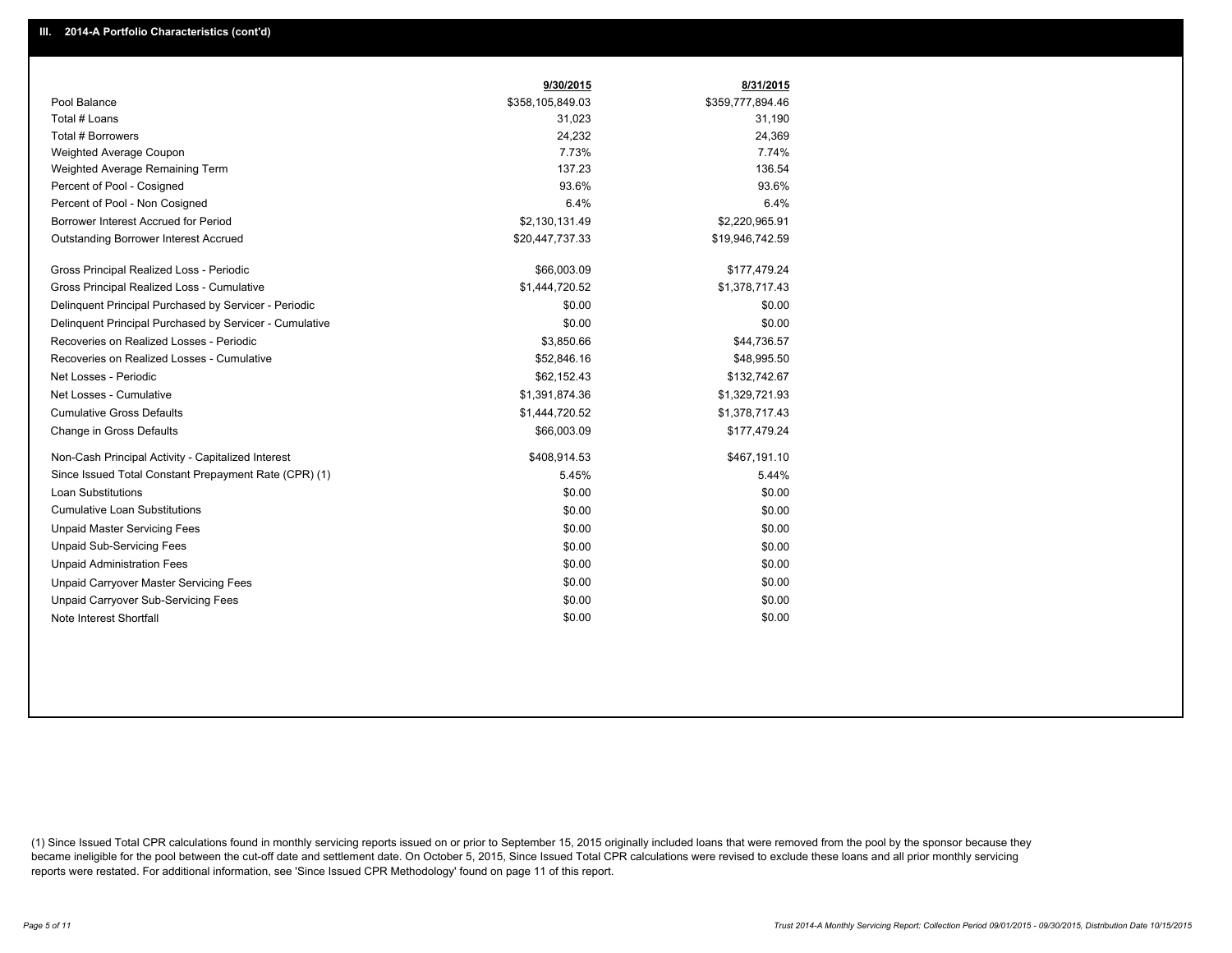## III. 2014-A Portfolio Characteristics (cont'd)

| | 9/30/2015 | 8/31/2015 |
|---|---|---|
| Pool Balance | $358,105,849.03 | $359,777,894.46 |
| Total # Loans | 31,023 | 31,190 |
| Total # Borrowers | 24,232 | 24,369 |
| Weighted Average Coupon | 7.73% | 7.74% |
| Weighted Average Remaining Term | 137.23 | 136.54 |
| Percent of Pool - Cosigned | 93.6% | 93.6% |
| Percent of Pool - Non Cosigned | 6.4% | 6.4% |
| Borrower Interest Accrued for Period | $2,130,131.49 | $2,220,965.91 |
| Outstanding Borrower Interest Accrued | $20,447,737.33 | $19,946,742.59 |
| Gross Principal Realized Loss - Periodic | $66,003.09 | $177,479.24 |
| Gross Principal Realized Loss - Cumulative | $1,444,720.52 | $1,378,717.43 |
| Delinquent Principal Purchased by Servicer - Periodic | $0.00 | $0.00 |
| Delinquent Principal Purchased by Servicer - Cumulative | $0.00 | $0.00 |
| Recoveries on Realized Losses - Periodic | $3,850.66 | $44,736.57 |
| Recoveries on Realized Losses - Cumulative | $52,846.16 | $48,995.50 |
| Net Losses - Periodic | $62,152.43 | $132,742.67 |
| Net Losses - Cumulative | $1,391,874.36 | $1,329,721.93 |
| Cumulative Gross Defaults | $1,444,720.52 | $1,378,717.43 |
| Change in Gross Defaults | $66,003.09 | $177,479.24 |
| Non-Cash Principal Activity - Capitalized Interest | $408,914.53 | $467,191.10 |
| Since Issued Total Constant Prepayment Rate (CPR) (1) | 5.45% | 5.44% |
| Loan Substitutions | $0.00 | $0.00 |
| Cumulative Loan Substitutions | $0.00 | $0.00 |
| Unpaid Master Servicing Fees | $0.00 | $0.00 |
| Unpaid Sub-Servicing Fees | $0.00 | $0.00 |
| Unpaid Administration Fees | $0.00 | $0.00 |
| Unpaid Carryover Master Servicing Fees | $0.00 | $0.00 |
| Unpaid Carryover Sub-Servicing Fees | $0.00 | $0.00 |
| Note Interest Shortfall | $0.00 | $0.00 |

(1) Since Issued Total CPR calculations found in monthly servicing reports issued on or prior to September 15, 2015 originally included loans that were removed from the pool by the sponsor because they became ineligible for the pool between the cut-off date and settlement date. On October 5, 2015, Since Issued Total CPR calculations were revised to exclude these loans and all prior monthly servicing reports were restated. For additional information, see 'Since Issued CPR Methodology' found on page 11 of this report.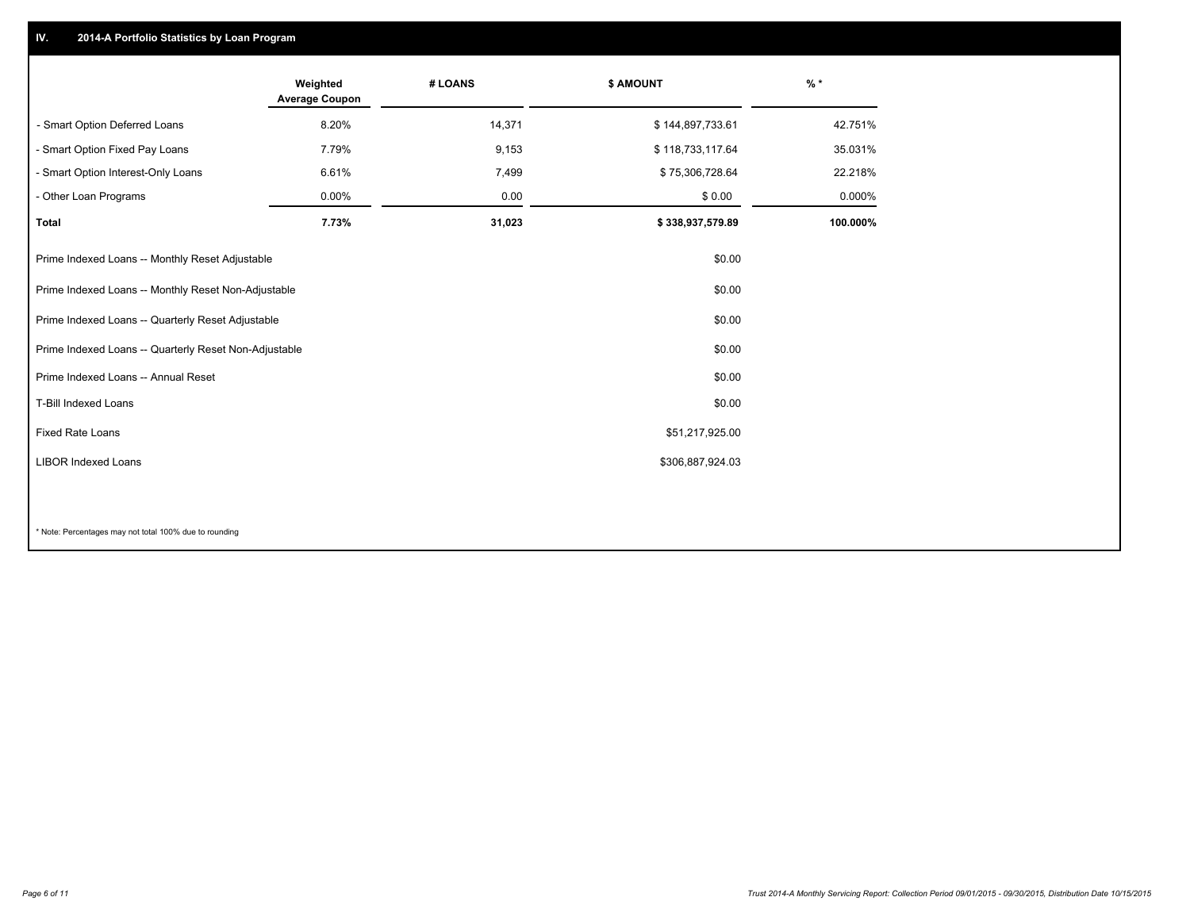## IV. 2014-A Portfolio Statistics by Loan Program

| | Weighted Average Coupon | # LOANS | $ AMOUNT | % * |
|---|---|---|---|---|
| - Smart Option Deferred Loans | 8.20% | 14,371 | $ 144,897,733.61 | 42.751% |
| - Smart Option Fixed Pay Loans | 7.79% | 9,153 | $ 118,733,117.64 | 35.031% |
| - Smart Option Interest-Only Loans | 6.61% | 7,499 | $ 75,306,728.64 | 22.218% |
| - Other Loan Programs | 0.00% | 0.00 | $ 0.00 | 0.000% |
| **Total** | **7.73%** | **31,023** | **$ 338,937,579.89** | **100.000%** |

| | $ AMOUNT |
|---|---|
| Prime Indexed Loans -- Monthly Reset Adjustable | $0.00 |
| Prime Indexed Loans -- Monthly Reset Non-Adjustable | $0.00 |
| Prime Indexed Loans -- Quarterly Reset Adjustable | $0.00 |
| Prime Indexed Loans -- Quarterly Reset Non-Adjustable | $0.00 |
| Prime Indexed Loans -- Annual Reset | $0.00 |
| T-Bill Indexed Loans | $0.00 |
| Fixed Rate Loans | $51,217,925.00 |
| LIBOR Indexed Loans | $306,887,924.03 |

* Note: Percentages may not total 100% due to rounding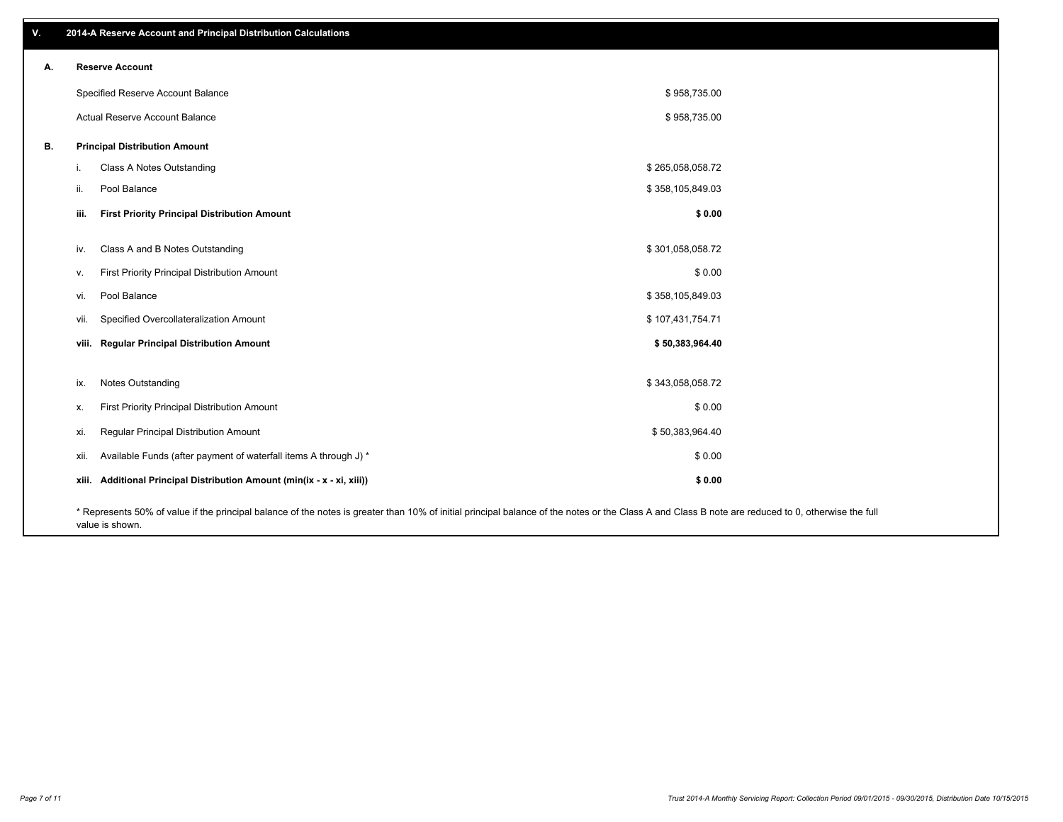## V. 2014-A Reserve Account and Principal Distribution Calculations

### A. Reserve Account

| | |
|---|---|
| Specified Reserve Account Balance | $ 958,735.00 |
| Actual Reserve Account Balance | $ 958,735.00 |

### B. Principal Distribution Amount

| | | |
|---|---|---|
| i. | Class A Notes Outstanding | $ 265,058,058.72 |
| ii. | Pool Balance | $ 358,105,849.03 |
| **iii.** | **First Priority Principal Distribution Amount** | **$ 0.00** |
| iv. | Class A and B Notes Outstanding | $ 301,058,058.72 |
| v. | First Priority Principal Distribution Amount | $ 0.00 |
| vi. | Pool Balance | $ 358,105,849.03 |
| vii. | Specified Overcollateralization Amount | $ 107,431,754.71 |
| **viii.** | **Regular Principal Distribution Amount** | **$ 50,383,964.40** |
| ix. | Notes Outstanding | $ 343,058,058.72 |
| x. | First Priority Principal Distribution Amount | $ 0.00 |
| xi. | Regular Principal Distribution Amount | $ 50,383,964.40 |
| xii. | Available Funds (after payment of waterfall items A through J) * | $ 0.00 |
| **xiii.** | **Additional Principal Distribution Amount (min(ix - x - xi, xiii))** | **$ 0.00** |

* Represents 50% of value if the principal balance of the notes is greater than 10% of initial principal balance of the notes or the Class A and Class B note are reduced to 0, otherwise the full value is shown.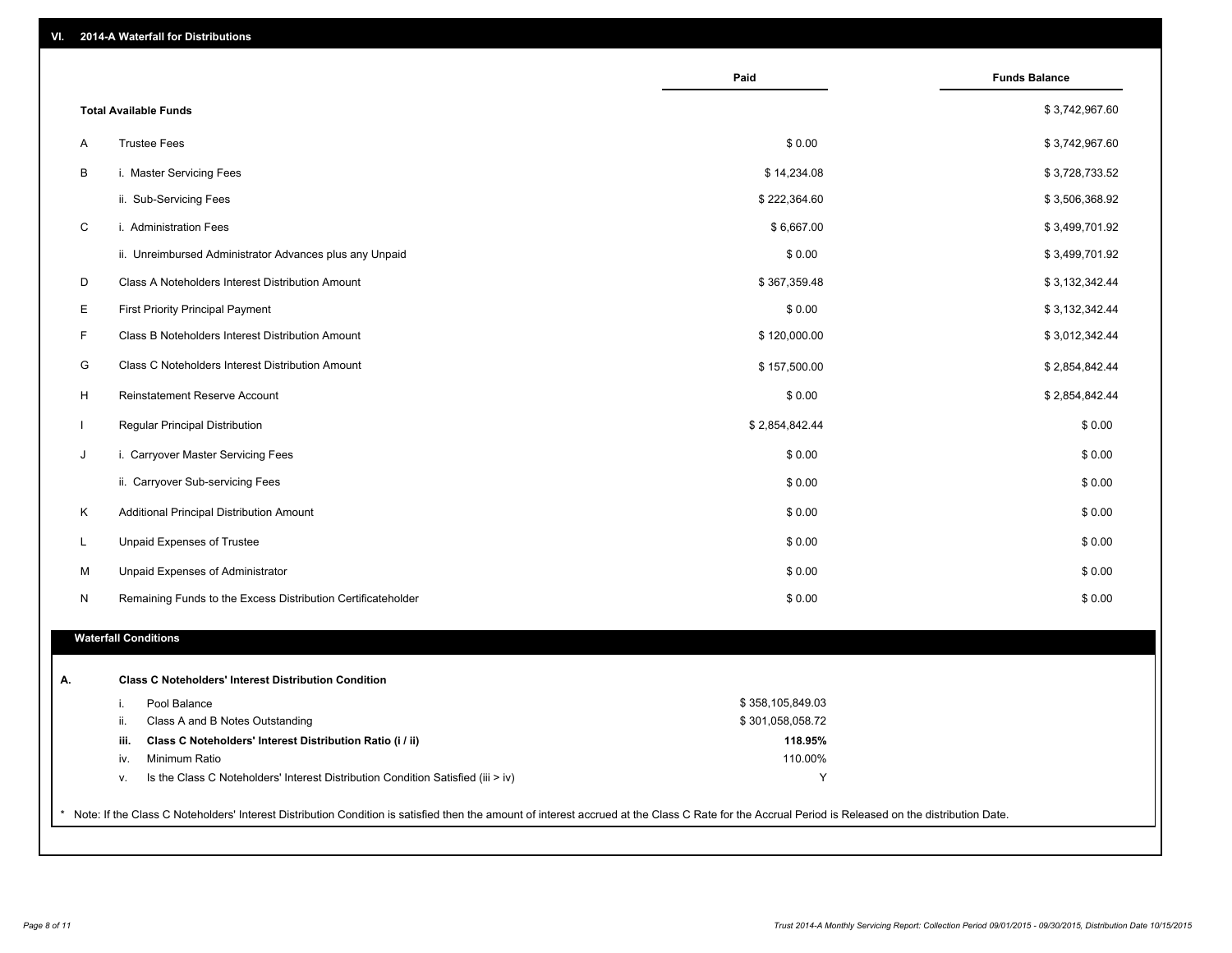## VI. 2014-A Waterfall for Distributions

| | | Paid | Funds Balance |
|---|---|---|---|
| | **Total Available Funds** | | $ 3,742,967.60 |
| A | Trustee Fees | $ 0.00 | $ 3,742,967.60 |
| B | i. Master Servicing Fees | $ 14,234.08 | $ 3,728,733.52 |
| | ii. Sub-Servicing Fees | $ 222,364.60 | $ 3,506,368.92 |
| C | i. Administration Fees | $ 6,667.00 | $ 3,499,701.92 |
| | ii. Unreimbursed Administrator Advances plus any Unpaid | $ 0.00 | $ 3,499,701.92 |
| D | Class A Noteholders Interest Distribution Amount | $ 367,359.48 | $ 3,132,342.44 |
| E | First Priority Principal Payment | $ 0.00 | $ 3,132,342.44 |
| F | Class B Noteholders Interest Distribution Amount | $ 120,000.00 | $ 3,012,342.44 |
| G | Class C Noteholders Interest Distribution Amount | $ 157,500.00 | $ 2,854,842.44 |
| H | Reinstatement Reserve Account | $ 0.00 | $ 2,854,842.44 |
| I | Regular Principal Distribution | $ 2,854,842.44 | $ 0.00 |
| J | i. Carryover Master Servicing Fees | $ 0.00 | $ 0.00 |
| | ii. Carryover Sub-servicing Fees | $ 0.00 | $ 0.00 |
| K | Additional Principal Distribution Amount | $ 0.00 | $ 0.00 |
| L | Unpaid Expenses of Trustee | $ 0.00 | $ 0.00 |
| M | Unpaid Expenses of Administrator | $ 0.00 | $ 0.00 |
| N | Remaining Funds to the Excess Distribution Certificateholder | $ 0.00 | $ 0.00 |

### Waterfall Conditions

**A. Class C Noteholders' Interest Distribution Condition**

| | | |
|---|---|---|
| i. | Pool Balance | $ 358,105,849.03 |
| ii. | Class A and B Notes Outstanding | $ 301,058,058.72 |
| **iii.** | **Class C Noteholders' Interest Distribution Ratio (i / ii)** | **118.95%** |
| iv. | Minimum Ratio | 110.00% |
| v. | Is the Class C Noteholders' Interest Distribution Condition Satisfied (iii > iv) | Y |

* Note: If the Class C Noteholders' Interest Distribution Condition is satisfied then the amount of interest accrued at the Class C Rate for the Accrual Period is Released on the distribution Date.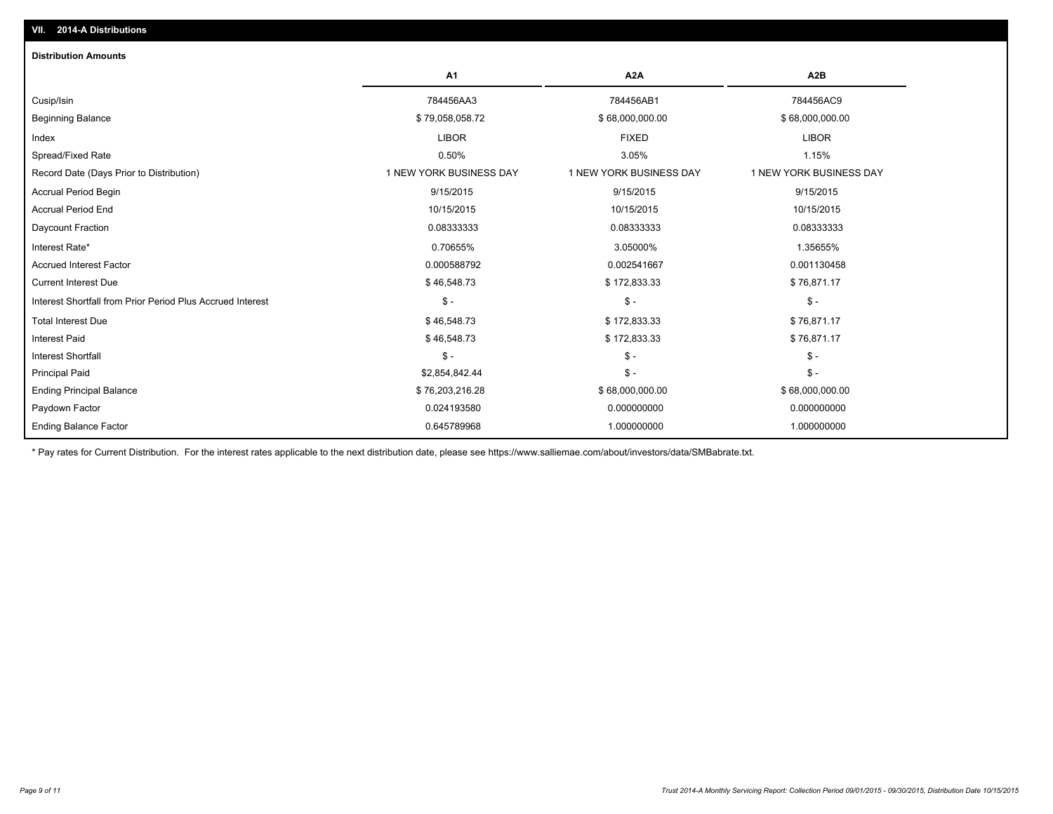## VII. 2014-A Distributions

### Distribution Amounts

| | A1 | A2A | A2B |
|---|---|---|---|
| Cusip/Isin | 784456AA3 | 784456AB1 | 784456AC9 |
| Beginning Balance | $ 79,058,058.72 | $ 68,000,000.00 | $ 68,000,000.00 |
| Index | LIBOR | FIXED | LIBOR |
| Spread/Fixed Rate | 0.50% | 3.05% | 1.15% |
| Record Date (Days Prior to Distribution) | 1 NEW YORK BUSINESS DAY | 1 NEW YORK BUSINESS DAY | 1 NEW YORK BUSINESS DAY |
| Accrual Period Begin | 9/15/2015 | 9/15/2015 | 9/15/2015 |
| Accrual Period End | 10/15/2015 | 10/15/2015 | 10/15/2015 |
| Daycount Fraction | 0.08333333 | 0.08333333 | 0.08333333 |
| Interest Rate* | 0.70655% | 3.05000% | 1.35655% |
| Accrued Interest Factor | 0.000588792 | 0.002541667 | 0.001130458 |
| Current Interest Due | $ 46,548.73 | $ 172,833.33 | $ 76,871.17 |
| Interest Shortfall from Prior Period Plus Accrued Interest | $ - | $ - | $ - |
| Total Interest Due | $ 46,548.73 | $ 172,833.33 | $ 76,871.17 |
| Interest Paid | $ 46,548.73 | $ 172,833.33 | $ 76,871.17 |
| Interest Shortfall | $ - | $ - | $ - |
| Principal Paid | $2,854,842.44 | $ - | $ - |
| Ending Principal Balance | $ 76,203,216.28 | $ 68,000,000.00 | $ 68,000,000.00 |
| Paydown Factor | 0.024193580 | 0.000000000 | 0.000000000 |
| Ending Balance Factor | 0.645789968 | 1.000000000 | 1.000000000 |

* Pay rates for Current Distribution. For the interest rates applicable to the next distribution date, please see https://www.salliemae.com/about/investors/data/SMBabrate.txt.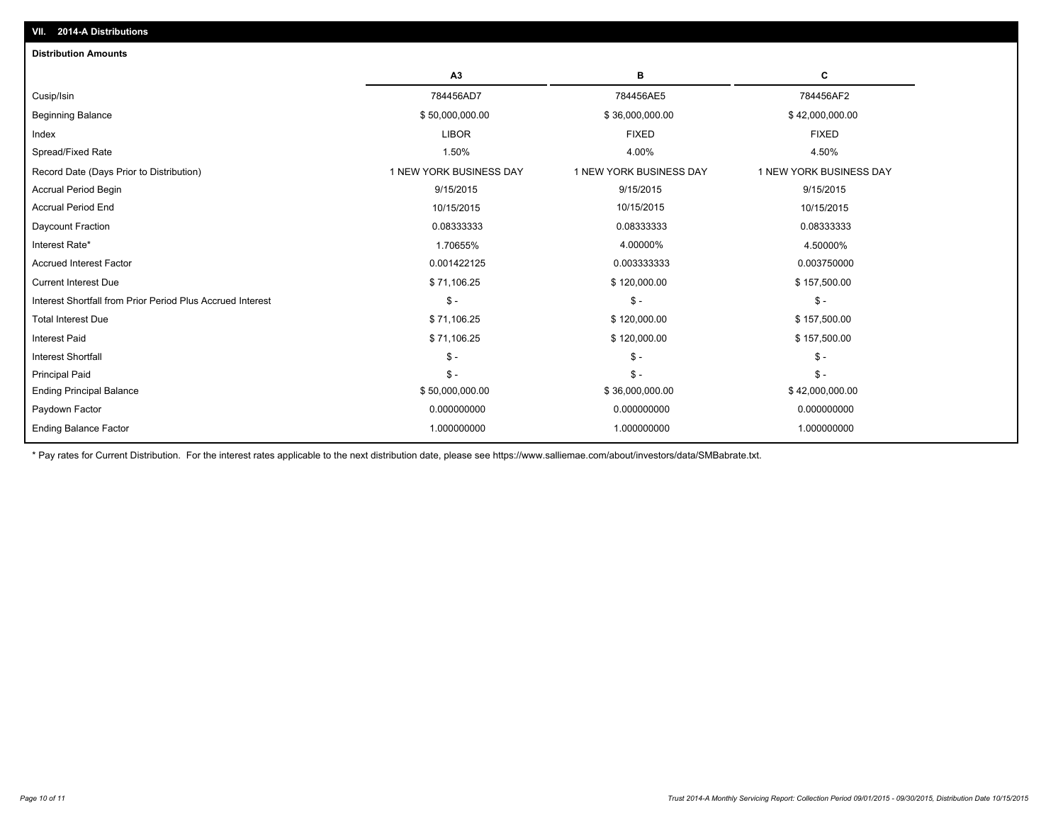## VII. 2014-A Distributions

### Distribution Amounts

| | A3 | B | C |
|---|---|---|---|
| Cusip/Isin | 784456AD7 | 784456AE5 | 784456AF2 |
| Beginning Balance | $ 50,000,000.00 | $ 36,000,000.00 | $ 42,000,000.00 |
| Index | LIBOR | FIXED | FIXED |
| Spread/Fixed Rate | 1.50% | 4.00% | 4.50% |
| Record Date (Days Prior to Distribution) | 1 NEW YORK BUSINESS DAY | 1 NEW YORK BUSINESS DAY | 1 NEW YORK BUSINESS DAY |
| Accrual Period Begin | 9/15/2015 | 9/15/2015 | 9/15/2015 |
| Accrual Period End | 10/15/2015 | 10/15/2015 | 10/15/2015 |
| Daycount Fraction | 0.08333333 | 0.08333333 | 0.08333333 |
| Interest Rate* | 1.70655% | 4.00000% | 4.50000% |
| Accrued Interest Factor | 0.001422125 | 0.003333333 | 0.003750000 |
| Current Interest Due | $ 71,106.25 | $ 120,000.00 | $ 157,500.00 |
| Interest Shortfall from Prior Period Plus Accrued Interest | $ - | $ - | $ - |
| Total Interest Due | $ 71,106.25 | $ 120,000.00 | $ 157,500.00 |
| Interest Paid | $ 71,106.25 | $ 120,000.00 | $ 157,500.00 |
| Interest Shortfall | $ - | $ - | $ - |
| Principal Paid | $ - | $ - | $ - |
| Ending Principal Balance | $ 50,000,000.00 | $ 36,000,000.00 | $ 42,000,000.00 |
| Paydown Factor | 0.000000000 | 0.000000000 | 0.000000000 |
| Ending Balance Factor | 1.000000000 | 1.000000000 | 1.000000000 |

* Pay rates for Current Distribution. For the interest rates applicable to the next distribution date, please see https://www.salliemae.com/about/investors/data/SMBabrate.txt.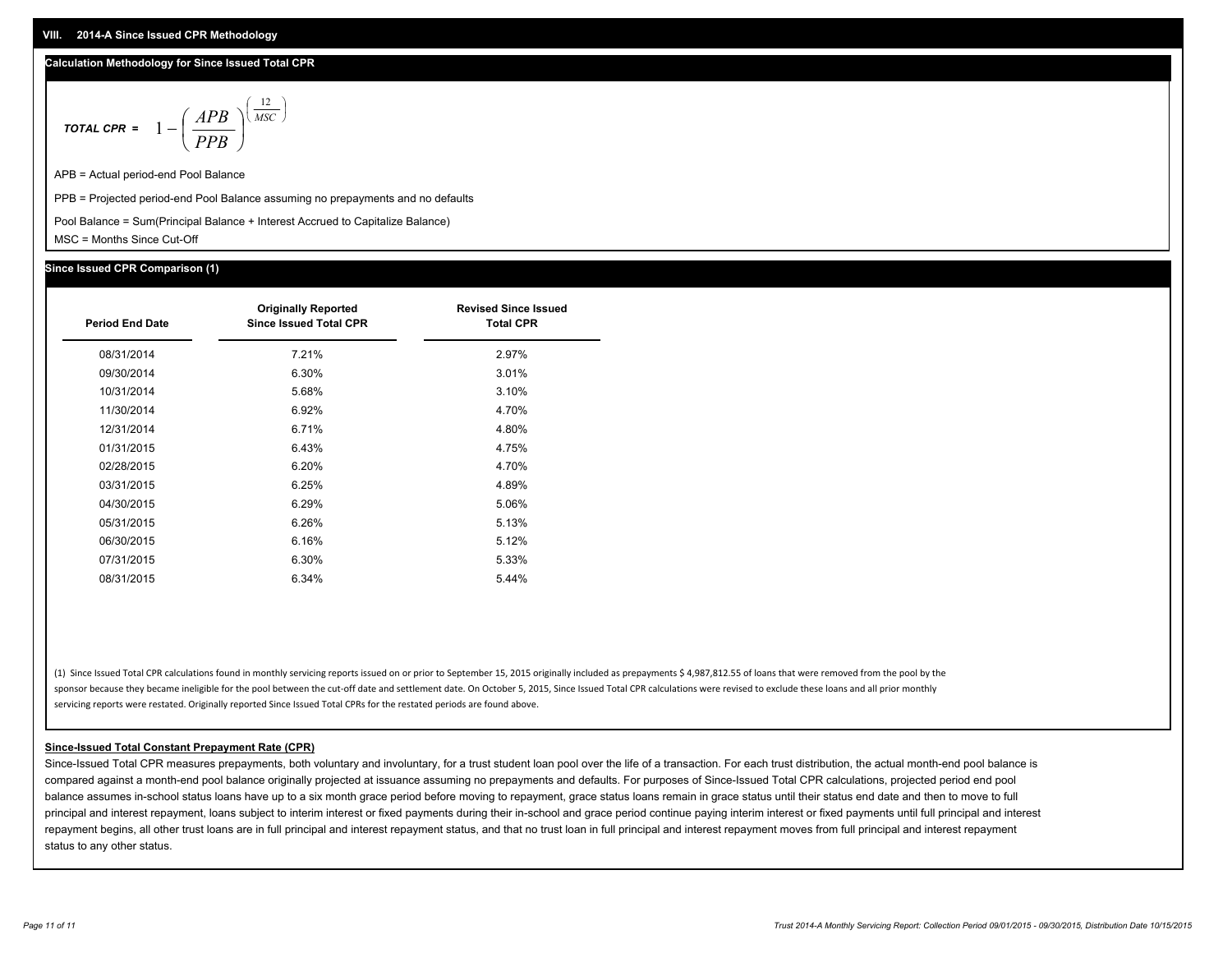## VIII. 2014-A Since Issued CPR Methodology

### Calculation Methodology for Since Issued Total CPR

$$\textit{TOTAL CPR} = 1 - \left( \frac{APB}{PPB} \right)^{\left( \frac{12}{MSC} \right)}$$

APB = Actual period-end Pool Balance

PPB = Projected period-end Pool Balance assuming no prepayments and no defaults

Pool Balance = Sum(Principal Balance + Interest Accrued to Capitalize Balance)

MSC = Months Since Cut-Off

### Since Issued CPR Comparison (1)

| Period End Date | Originally Reported Since Issued Total CPR | Revised Since Issued Total CPR |
|---|---|---|
| 08/31/2014 | 7.21% | 2.97% |
| 09/30/2014 | 6.30% | 3.01% |
| 10/31/2014 | 5.68% | 3.10% |
| 11/30/2014 | 6.92% | 4.70% |
| 12/31/2014 | 6.71% | 4.80% |
| 01/31/2015 | 6.43% | 4.75% |
| 02/28/2015 | 6.20% | 4.70% |
| 03/31/2015 | 6.25% | 4.89% |
| 04/30/2015 | 6.29% | 5.06% |
| 05/31/2015 | 6.26% | 5.13% |
| 06/30/2015 | 6.16% | 5.12% |
| 07/31/2015 | 6.30% | 5.33% |
| 08/31/2015 | 6.34% | 5.44% |

(1) Since Issued Total CPR calculations found in monthly servicing reports issued on or prior to September 15, 2015 originally included as prepayments $ 4,987,812.55 of loans that were removed from the pool by the sponsor because they became ineligible for the pool between the cut-off date and settlement date. On October 5, 2015, Since Issued Total CPR calculations were revised to exclude these loans and all prior monthly servicing reports were restated. Originally reported Since Issued Total CPRs for the restated periods are found above.

**Since-Issued Total Constant Prepayment Rate (CPR)**

Since-Issued Total CPR measures prepayments, both voluntary and involuntary, for a trust student loan pool over the life of a transaction. For each trust distribution, the actual month-end pool balance is compared against a month-end pool balance originally projected at issuance assuming no prepayments and defaults. For purposes of Since-Issued Total CPR calculations, projected period end pool balance assumes in-school status loans have up to a six month grace period before moving to repayment, grace status loans remain in grace status until their status end date and then to move to full principal and interest repayment, loans subject to interim interest or fixed payments during their in-school and grace period continue paying interim interest or fixed payments until full principal and interest repayment begins, all other trust loans are in full principal and interest repayment status, and that no trust loan in full principal and interest repayment moves from full principal and interest repayment status to any other status.